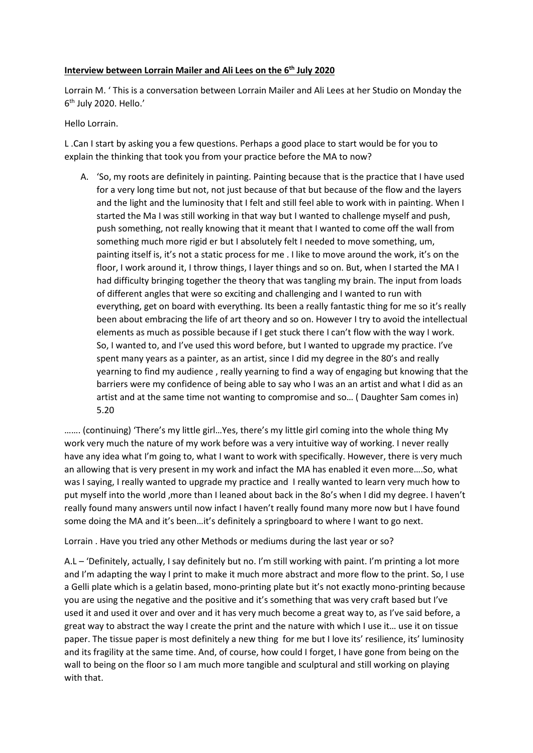**Interview between Lorrain Mailer and Ali Lees on the 6th July 2020**

Lorrain M. ' This is a conversation between Lorrain Mailer and Ali Lees at her Studio on Monday the 6th July 2020. Hello.'

Hello Lorrain.

L .Can I start by asking you a few questions. Perhaps a good place to start would be for you to explain the thinking that took you from your practice before the MA to now?

A. 'So, my roots are definitely in painting. Painting because that is the practice that I have used for a very long time but not, not just because of that but because of the flow and the layers and the light and the luminosity that I felt and still feel able to work with in painting. When I started the Ma I was still working in that way but I wanted to challenge myself and push, push something, not really knowing that it meant that I wanted to come off the wall from something much more rigid er but I absolutely felt I needed to move something, um, painting itself is, it's not a static process for me . I like to move around the work, it's on the floor, I work around it, I throw things, I layer things and so on. But, when I started the MA I had difficulty bringing together the theory that was tangling my brain. The input from loads of different angles that were so exciting and challenging and I wanted to run with everything, get on board with everything. Its been a really fantastic thing for me so it's really been about embracing the life of art theory and so on. However I try to avoid the intellectual elements as much as possible because if I get stuck there I can't flow with the way I work. So, I wanted to, and I've used this word before, but I wanted to upgrade my practice. I've spent many years as a painter, as an artist, since I did my degree in the 80's and really yearning to find my audience , really yearning to find a way of engaging but knowing that the barriers were my confidence of being able to say who I was an an artist and what I did as an artist and at the same time not wanting to compromise and so… ( Daughter Sam comes in) 5.20

……. (continuing) 'There's my little girl…Yes, there's my little girl coming into the whole thing My work very much the nature of my work before was a very intuitive way of working. I never really have any idea what I'm going to, what I want to work with specifically. However, there is very much an allowing that is very present in my work and infact the MA has enabled it even more….So, what was I saying, I really wanted to upgrade my practice and I really wanted to learn very much how to put myself into the world ,more than I leaned about back in the 8o's when I did my degree. I haven't really found many answers until now infact I haven't really found many more now but I have found some doing the MA and it's been…it's definitely a springboard to where I want to go next.

Lorrain . Have you tried any other Methods or mediums during the last year or so?

A.L – 'Definitely, actually, I say definitely but no. I'm still working with paint. I'm printing a lot more and I'm adapting the way I print to make it much more abstract and more flow to the print. So, I use a Gelli plate which is a gelatin based, mono-printing plate but it's not exactly mono-printing because you are using the negative and the positive and it's something that was very craft based but I've used it and used it over and over and it has very much become a great way to, as I've said before, a great way to abstract the way I create the print and the nature with which I use it… use it on tissue paper. The tissue paper is most definitely a new thing for me but I love its' resilience, its' luminosity and its fragility at the same time. And, of course, how could I forget, I have gone from being on the wall to being on the floor so I am much more tangible and sculptural and still working on playing with that.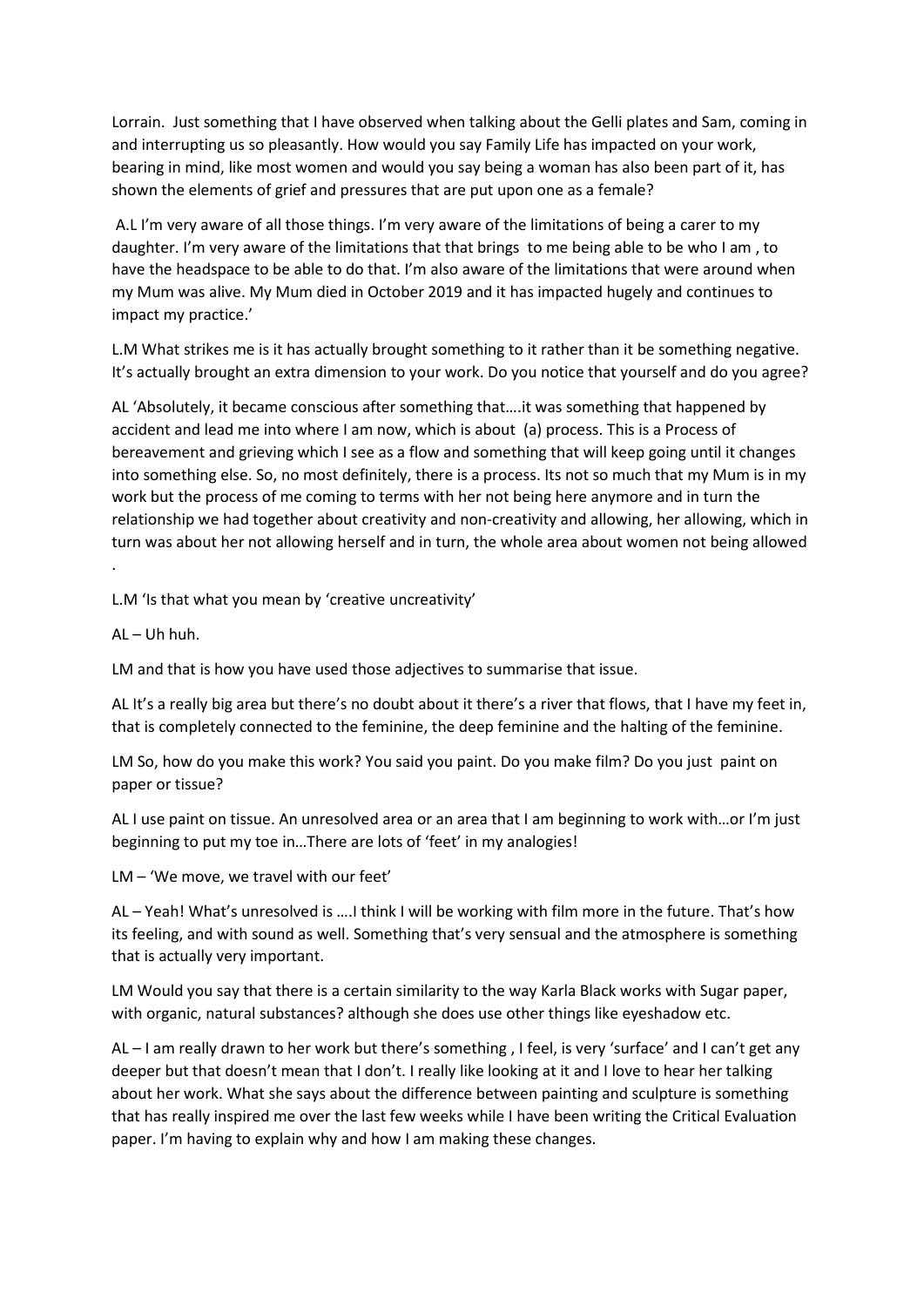Lorrain. Just something that I have observed when talking about the Gelli plates and Sam, coming in and interrupting us so pleasantly. How would you say Family Life has impacted on your work, bearing in mind, like most women and would you say being a woman has also been part of it, has shown the elements of grief and pressures that are put upon one as a female?

A.L I'm very aware of all those things. I'm very aware of the limitations of being a carer to my daughter. I'm very aware of the limitations that that brings to me being able to be who I am , to have the headspace to be able to do that. I'm also aware of the limitations that were around when my Mum was alive. My Mum died in October 2019 and it has impacted hugely and continues to impact my practice.'

L.M What strikes me is it has actually brought something to it rather than it be something negative. It's actually brought an extra dimension to your work. Do you notice that yourself and do you agree?

AL 'Absolutely, it became conscious after something that….it was something that happened by accident and lead me into where I am now, which is about (a) process. This is a Process of bereavement and grieving which I see as a flow and something that will keep going until it changes into something else. So, no most definitely, there is a process. Its not so much that my Mum is in my work but the process of me coming to terms with her not being here anymore and in turn the relationship we had together about creativity and non-creativity and allowing, her allowing, which in turn was about her not allowing herself and in turn, the whole area about women not being allowed .

L.M 'Is that what you mean by 'creative uncreativity'

AL – Uh huh.

LM and that is how you have used those adjectives to summarise that issue.

AL It's a really big area but there's no doubt about it there's a river that flows, that I have my feet in, that is completely connected to the feminine, the deep feminine and the halting of the feminine.

LM So, how do you make this work? You said you paint. Do you make film? Do you just paint on paper or tissue?

AL I use paint on tissue. An unresolved area or an area that I am beginning to work with…or I'm just beginning to put my toe in…There are lots of 'feet' in my analogies!

LM – 'We move, we travel with our feet'

AL – Yeah! What's unresolved is ….I think I will be working with film more in the future. That's how its feeling, and with sound as well. Something that's very sensual and the atmosphere is something that is actually very important.

LM Would you say that there is a certain similarity to the way Karla Black works with Sugar paper, with organic, natural substances? although she does use other things like eyeshadow etc.

AL – I am really drawn to her work but there's something , I feel, is very 'surface' and I can't get any deeper but that doesn't mean that I don't. I really like looking at it and I love to hear her talking about her work. What she says about the difference between painting and sculpture is something that has really inspired me over the last few weeks while I have been writing the Critical Evaluation paper. I'm having to explain why and how I am making these changes.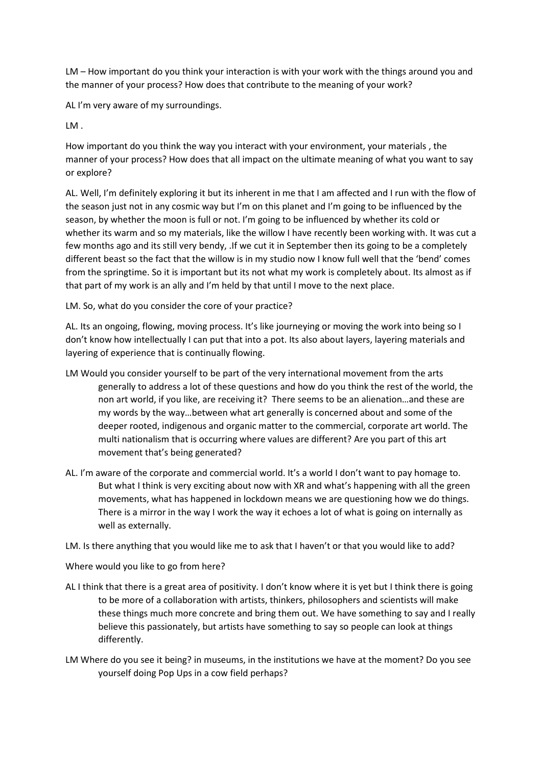LM – How important do you think your interaction is with your work with the things around you and the manner of your process? How does that contribute to the meaning of your work?

AL I'm very aware of my surroundings.

LM .

How important do you think the way you interact with your environment, your materials , the manner of your process? How does that all impact on the ultimate meaning of what you want to say or explore?

AL. Well, I'm definitely exploring it but its inherent in me that I am affected and I run with the flow of the season just not in any cosmic way but I'm on this planet and I'm going to be influenced by the season, by whether the moon is full or not. I'm going to be influenced by whether its cold or whether its warm and so my materials, like the willow I have recently been working with. It was cut a few months ago and its still very bendy, .If we cut it in September then its going to be a completely different beast so the fact that the willow is in my studio now I know full well that the 'bend' comes from the springtime. So it is important but its not what my work is completely about. Its almost as if that part of my work is an ally and I'm held by that until I move to the next place.

LM. So, what do you consider the core of your practice?

AL. Its an ongoing, flowing, moving process. It's like journeying or moving the work into being so I don't know how intellectually I can put that into a pot. Its also about layers, layering materials and layering of experience that is continually flowing.

LM Would you consider yourself to be part of the very international movement from the arts generally to address a lot of these questions and how do you think the rest of the world, the non art world, if you like, are receiving it? There seems to be an alienation…and these are my words by the way…between what art generally is concerned about and some of the deeper rooted, indigenous and organic matter to the commercial, corporate art world. The multi nationalism that is occurring where values are different? Are you part of this art movement that's being generated?

AL. I'm aware of the corporate and commercial world. It's a world I don't want to pay homage to. But what I think is very exciting about now with XR and what's happening with all the green movements, what has happened in lockdown means we are questioning how we do things. There is a mirror in the way I work the way it echoes a lot of what is going on internally as well as externally.

LM. Is there anything that you would like me to ask that I haven't or that you would like to add?

Where would you like to go from here?

AL I think that there is a great area of positivity. I don't know where it is yet but I think there is going to be more of a collaboration with artists, thinkers, philosophers and scientists will make these things much more concrete and bring them out. We have something to say and I really believe this passionately, but artists have something to say so people can look at things differently.

LM Where do you see it being? in museums, in the institutions we have at the moment? Do you see yourself doing Pop Ups in a cow field perhaps?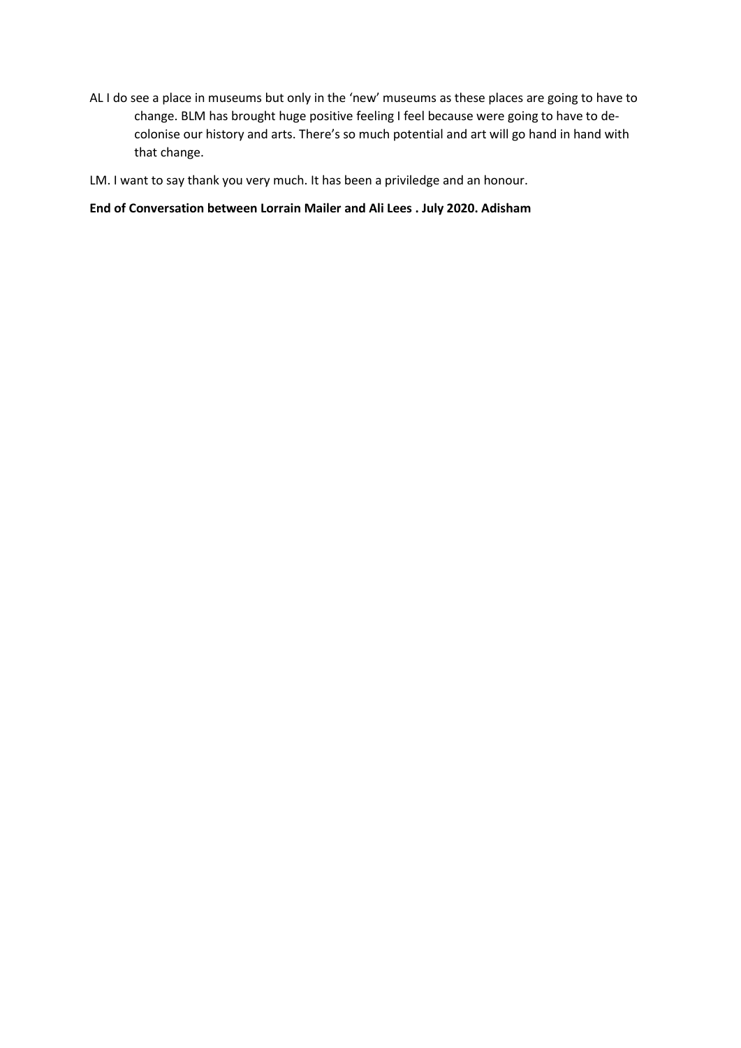AL I do see a place in museums but only in the 'new' museums as these places are going to have to change. BLM has brought huge positive feeling I feel because were going to have to de-colonise our history and arts. There's so much potential and art will go hand in hand with that change.

LM. I want to say thank you very much. It has been a priviledge and an honour.

**End of Conversation between Lorrain Mailer and Ali Lees . July 2020. Adisham**